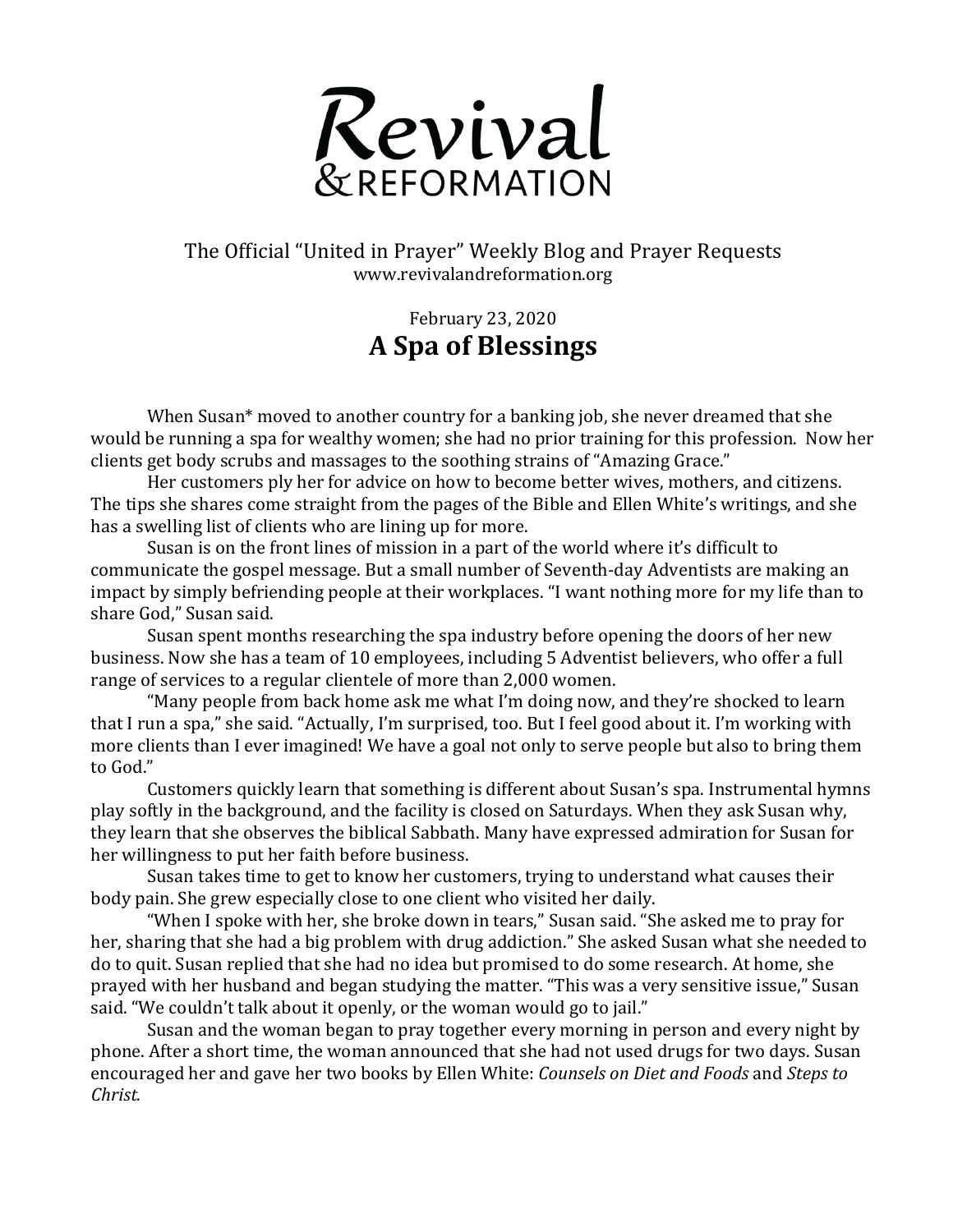# Revival & REFORMATION

The Official "United in Prayer" Weekly Blog and Prayer Requests
www.revivalandreformation.org

February 23, 2020

## A Spa of Blessings

When Susan* moved to another country for a banking job, she never dreamed that she would be running a spa for wealthy women; she had no prior training for this profession. Now her clients get body scrubs and massages to the soothing strains of "Amazing Grace."

Her customers ply her for advice on how to become better wives, mothers, and citizens. The tips she shares come straight from the pages of the Bible and Ellen White's writings, and she has a swelling list of clients who are lining up for more.

Susan is on the front lines of mission in a part of the world where it's difficult to communicate the gospel message. But a small number of Seventh-day Adventists are making an impact by simply befriending people at their workplaces. "I want nothing more for my life than to share God," Susan said.

Susan spent months researching the spa industry before opening the doors of her new business. Now she has a team of 10 employees, including 5 Adventist believers, who offer a full range of services to a regular clientele of more than 2,000 women.

"Many people from back home ask me what I'm doing now, and they're shocked to learn that I run a spa," she said. "Actually, I'm surprised, too. But I feel good about it. I'm working with more clients than I ever imagined! We have a goal not only to serve people but also to bring them to God."

Customers quickly learn that something is different about Susan's spa. Instrumental hymns play softly in the background, and the facility is closed on Saturdays. When they ask Susan why, they learn that she observes the biblical Sabbath. Many have expressed admiration for Susan for her willingness to put her faith before business.

Susan takes time to get to know her customers, trying to understand what causes their body pain. She grew especially close to one client who visited her daily.

"When I spoke with her, she broke down in tears," Susan said. "She asked me to pray for her, sharing that she had a big problem with drug addiction." She asked Susan what she needed to do to quit. Susan replied that she had no idea but promised to do some research. At home, she prayed with her husband and began studying the matter. "This was a very sensitive issue," Susan said. "We couldn't talk about it openly, or the woman would go to jail."

Susan and the woman began to pray together every morning in person and every night by phone. After a short time, the woman announced that she had not used drugs for two days. Susan encouraged her and gave her two books by Ellen White: *Counsels on Diet and Foods* and *Steps to Christ.*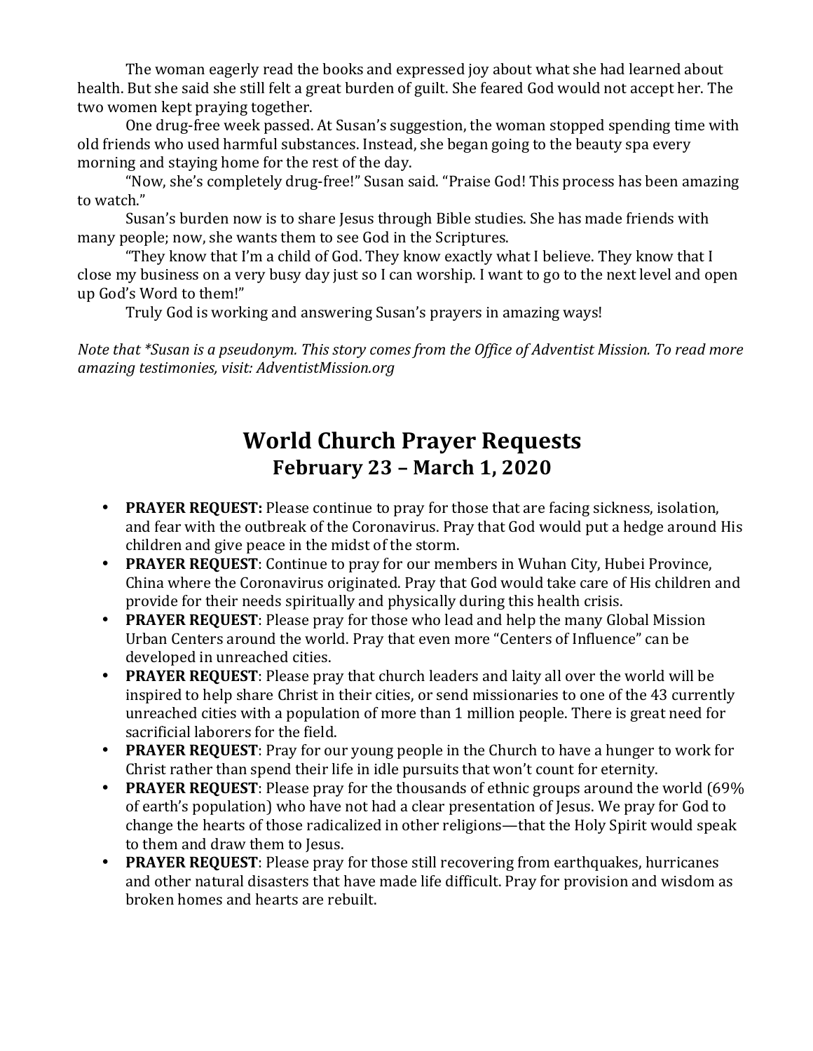The woman eagerly read the books and expressed joy about what she had learned about health. But she said she still felt a great burden of guilt. She feared God would not accept her. The two women kept praying together.

One drug-free week passed. At Susan's suggestion, the woman stopped spending time with old friends who used harmful substances. Instead, she began going to the beauty spa every morning and staying home for the rest of the day.

"Now, she's completely drug-free!" Susan said. "Praise God! This process has been amazing to watch."

Susan's burden now is to share Jesus through Bible studies. She has made friends with many people; now, she wants them to see God in the Scriptures.

"They know that I'm a child of God. They know exactly what I believe. They know that I close my business on a very busy day just so I can worship. I want to go to the next level and open up God's Word to them!"

Truly God is working and answering Susan's prayers in amazing ways!

*Note that *Susan is a pseudonym. This story comes from the Office of Adventist Mission. To read more amazing testimonies, visit: AdventistMission.org*

## World Church Prayer Requests
### February 23 – March 1, 2020

- **PRAYER REQUEST:** Please continue to pray for those that are facing sickness, isolation, and fear with the outbreak of the Coronavirus. Pray that God would put a hedge around His children and give peace in the midst of the storm.
- **PRAYER REQUEST**: Continue to pray for our members in Wuhan City, Hubei Province, China where the Coronavirus originated. Pray that God would take care of His children and provide for their needs spiritually and physically during this health crisis.
- **PRAYER REQUEST**: Please pray for those who lead and help the many Global Mission Urban Centers around the world. Pray that even more "Centers of Influence" can be developed in unreached cities.
- **PRAYER REQUEST**: Please pray that church leaders and laity all over the world will be inspired to help share Christ in their cities, or send missionaries to one of the 43 currently unreached cities with a population of more than 1 million people. There is great need for sacrificial laborers for the field.
- **PRAYER REQUEST**: Pray for our young people in the Church to have a hunger to work for Christ rather than spend their life in idle pursuits that won't count for eternity.
- **PRAYER REQUEST**: Please pray for the thousands of ethnic groups around the world (69% of earth's population) who have not had a clear presentation of Jesus. We pray for God to change the hearts of those radicalized in other religions—that the Holy Spirit would speak to them and draw them to Jesus.
- **PRAYER REQUEST**: Please pray for those still recovering from earthquakes, hurricanes and other natural disasters that have made life difficult. Pray for provision and wisdom as broken homes and hearts are rebuilt.